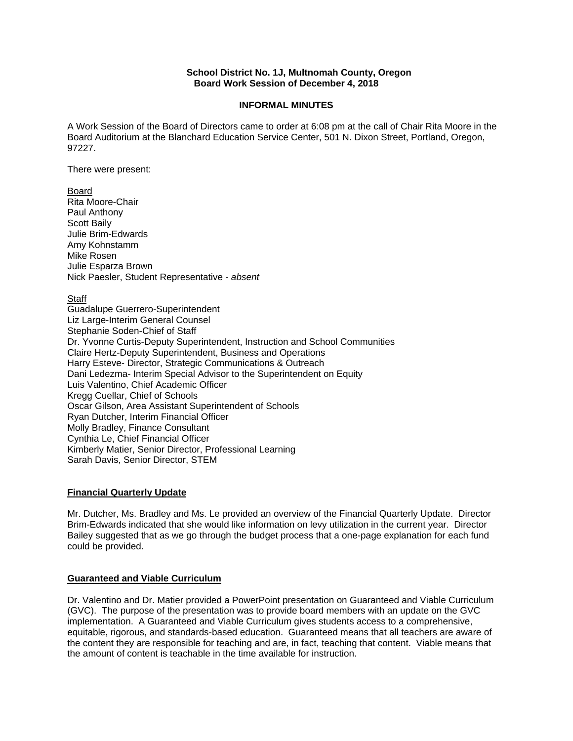**School District No. 1J, Multnomah County, Oregon**
**Board Work Session of December 4, 2018**

**INFORMAL MINUTES**

A Work Session of the Board of Directors came to order at 6:08 pm at the call of Chair Rita Moore in the Board Auditorium at the Blanchard Education Service Center, 501 N. Dixon Street, Portland, Oregon, 97227.

There were present:

Board
Rita Moore-Chair
Paul Anthony
Scott Baily
Julie Brim-Edwards
Amy Kohnstamm
Mike Rosen
Julie Esparza Brown
Nick Paesler, Student Representative - *absent*

Staff
Guadalupe Guerrero-Superintendent
Liz Large-Interim General Counsel
Stephanie Soden-Chief of Staff
Dr. Yvonne Curtis-Deputy Superintendent, Instruction and School Communities
Claire Hertz-Deputy Superintendent, Business and Operations
Harry Esteve- Director, Strategic Communications & Outreach
Dani Ledezma- Interim Special Advisor to the Superintendent on Equity
Luis Valentino, Chief Academic Officer
Kregg Cuellar, Chief of Schools
Oscar Gilson, Area Assistant Superintendent of Schools
Ryan Dutcher, Interim Financial Officer
Molly Bradley, Finance Consultant
Cynthia Le, Chief Financial Officer
Kimberly Matier, Senior Director, Professional Learning
Sarah Davis, Senior Director, STEM

**Financial Quarterly Update**

Mr. Dutcher, Ms. Bradley and Ms. Le provided an overview of the Financial Quarterly Update. Director Brim-Edwards indicated that she would like information on levy utilization in the current year. Director Bailey suggested that as we go through the budget process that a one-page explanation for each fund could be provided.

**Guaranteed and Viable Curriculum**

Dr. Valentino and Dr. Matier provided a PowerPoint presentation on Guaranteed and Viable Curriculum (GVC). The purpose of the presentation was to provide board members with an update on the GVC implementation. A Guaranteed and Viable Curriculum gives students access to a comprehensive, equitable, rigorous, and standards-based education. Guaranteed means that all teachers are aware of the content they are responsible for teaching and are, in fact, teaching that content. Viable means that the amount of content is teachable in the time available for instruction.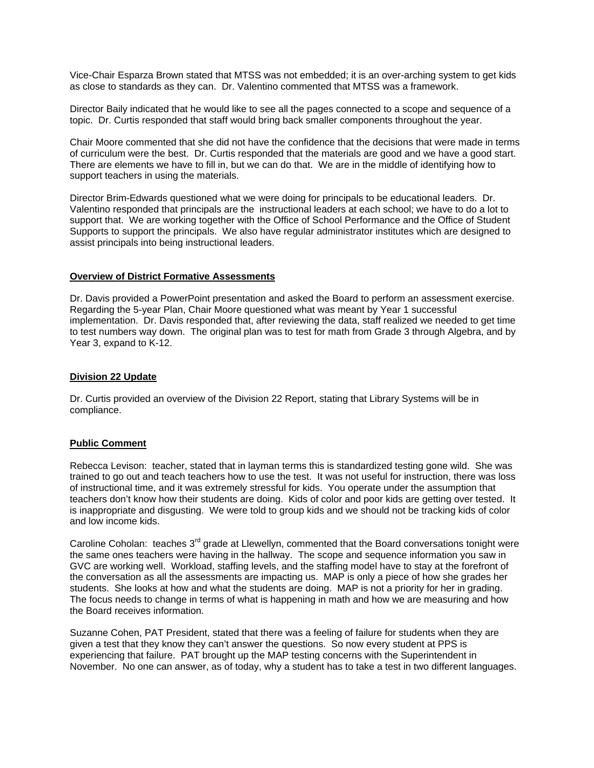Vice-Chair Esparza Brown stated that MTSS was not embedded; it is an over-arching system to get kids as close to standards as they can. Dr. Valentino commented that MTSS was a framework.

Director Baily indicated that he would like to see all the pages connected to a scope and sequence of a topic. Dr. Curtis responded that staff would bring back smaller components throughout the year.

Chair Moore commented that she did not have the confidence that the decisions that were made in terms of curriculum were the best. Dr. Curtis responded that the materials are good and we have a good start. There are elements we have to fill in, but we can do that. We are in the middle of identifying how to support teachers in using the materials.

Director Brim-Edwards questioned what we were doing for principals to be educational leaders. Dr. Valentino responded that principals are the instructional leaders at each school; we have to do a lot to support that. We are working together with the Office of School Performance and the Office of Student Supports to support the principals. We also have regular administrator institutes which are designed to assist principals into being instructional leaders.

**Overview of District Formative Assessments**

Dr. Davis provided a PowerPoint presentation and asked the Board to perform an assessment exercise. Regarding the 5-year Plan, Chair Moore questioned what was meant by Year 1 successful implementation. Dr. Davis responded that, after reviewing the data, staff realized we needed to get time to test numbers way down. The original plan was to test for math from Grade 3 through Algebra, and by Year 3, expand to K-12.

**Division 22 Update**

Dr. Curtis provided an overview of the Division 22 Report, stating that Library Systems will be in compliance.

**Public Comment**

Rebecca Levison: teacher, stated that in layman terms this is standardized testing gone wild. She was trained to go out and teach teachers how to use the test. It was not useful for instruction, there was loss of instructional time, and it was extremely stressful for kids. You operate under the assumption that teachers don't know how their students are doing. Kids of color and poor kids are getting over tested. It is inappropriate and disgusting. We were told to group kids and we should not be tracking kids of color and low income kids.

Caroline Coholan: teaches 3rd grade at Llewellyn, commented that the Board conversations tonight were the same ones teachers were having in the hallway. The scope and sequence information you saw in GVC are working well. Workload, staffing levels, and the staffing model have to stay at the forefront of the conversation as all the assessments are impacting us. MAP is only a piece of how she grades her students. She looks at how and what the students are doing. MAP is not a priority for her in grading. The focus needs to change in terms of what is happening in math and how we are measuring and how the Board receives information.

Suzanne Cohen, PAT President, stated that there was a feeling of failure for students when they are given a test that they know they can't answer the questions. So now every student at PPS is experiencing that failure. PAT brought up the MAP testing concerns with the Superintendent in November. No one can answer, as of today, why a student has to take a test in two different languages.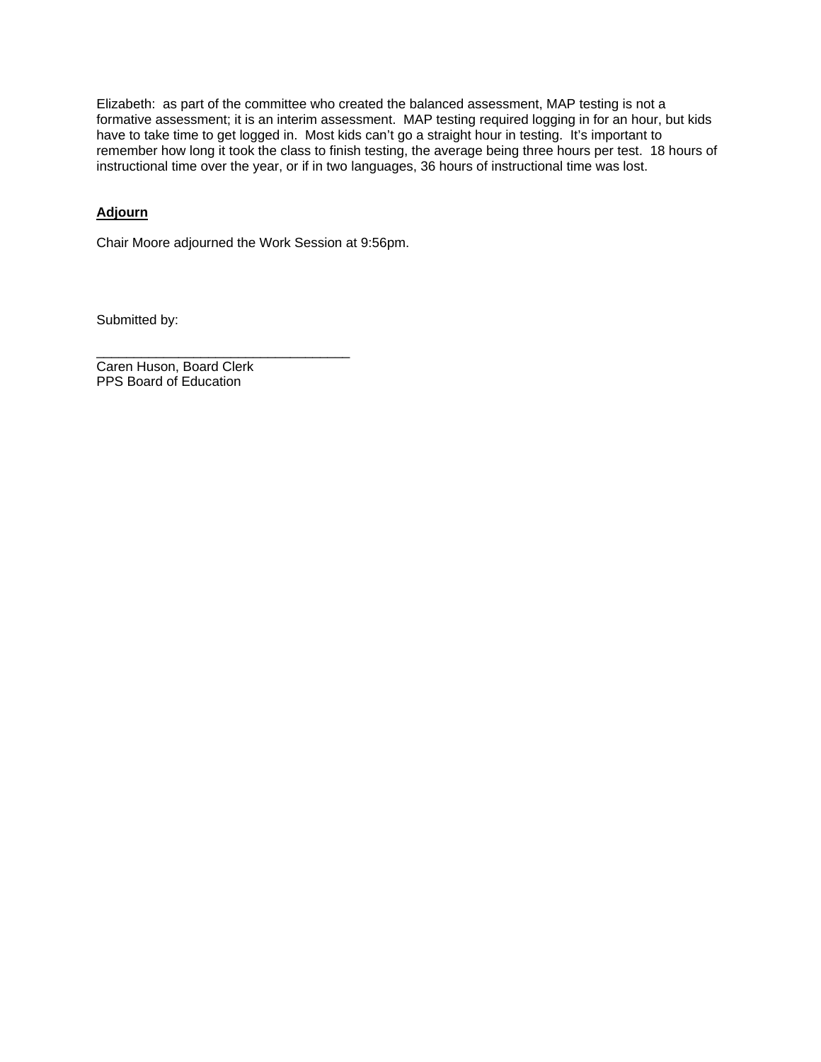Elizabeth: as part of the committee who created the balanced assessment, MAP testing is not a formative assessment; it is an interim assessment. MAP testing required logging in for an hour, but kids have to take time to get logged in. Most kids can't go a straight hour in testing. It's important to remember how long it took the class to finish testing, the average being three hours per test. 18 hours of instructional time over the year, or if in two languages, 36 hours of instructional time was lost.

**Adjourn**

Chair Moore adjourned the Work Session at 9:56pm.

Submitted by:

___________________________________
Caren Huson, Board Clerk
PPS Board of Education